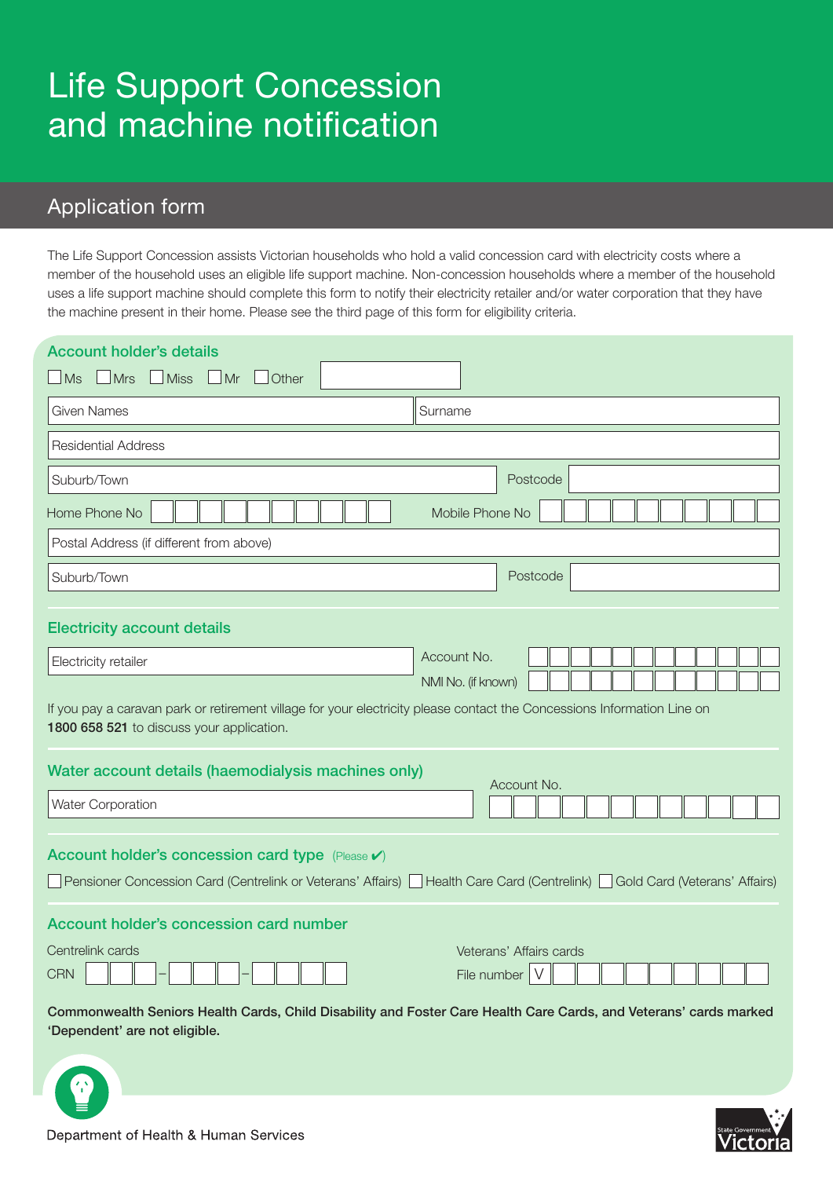# Life Support Concession and machine notification

## Application form

The Life Support Concession assists Victorian households who hold a valid concession card with electricity costs where a member of the household uses an eligible life support machine. Non-concession households where a member of the household uses a life support machine should complete this form to notify their electricity retailer and/or water corporation that they have the machine present in their home. Please see the third page of this form for eligibility criteria.

### Account holder's details

☐ Ms ☐ Mrs ☐ Miss ☐ Mr ☐ Other

Given Names

Surname

Residential Address

Suburb/Town

Postcode

Home Phone No

Mobile Phone No

Postal Address (if different from above)

Suburb/Town

Postcode

### Electricity account details

Electricity retailer

Account No.

NMI No. (if known)

If you pay a caravan park or retirement village for your electricity please contact the Concessions Information Line on **1800 658 521** to discuss your application.

### Water account details (haemodialysis machines only)

Water Corporation

Account No.

### Account holder's concession card type (Please ✔)

☐ Pensioner Concession Card (Centrelink or Veterans' Affairs) ☐ Health Care Card (Centrelink) ☐ Gold Card (Veterans' Affairs)

### Account holder's concession card number

Centrelink cards

CRN ___ – ___ – ___

Veterans' Affairs cards

File number V

**Commonwealth Seniors Health Cards, Child Disability and Foster Care Health Care Cards, and Veterans' cards marked 'Dependent' are not eligible.**

Department of Health & Human Services

State Government Victoria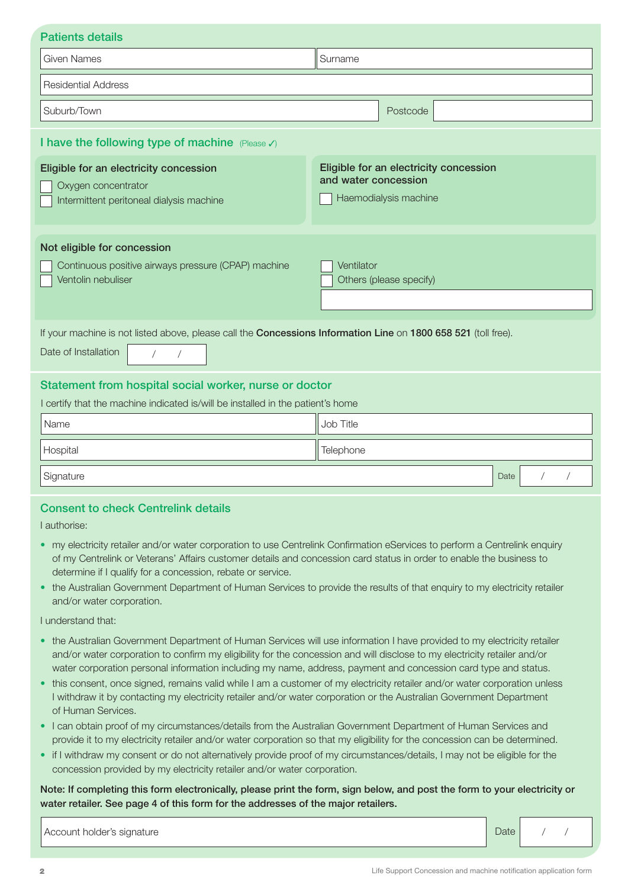## Patients details

| Given Names | Surname |
|---|---|
| Residential Address | |
| Suburb/Town | Postcode |

## I have the following type of machine (Please ✓)

**Eligible for an electricity concession**

- ☐ Oxygen concentrator
- ☐ Intermittent peritoneal dialysis machine

**Eligible for an electricity concession and water concession**

- ☐ Haemodialysis machine

**Not eligible for concession**

- ☐ Continuous positive airways pressure (CPAP) machine
- ☐ Ventolin nebuliser
- ☐ Ventilator
- ☐ Others (please specify)

If your machine is not listed above, please call the **Concessions Information Line** on **1800 658 521** (toll free).

Date of Installation &nbsp;&nbsp; / &nbsp;&nbsp; /

## Statement from hospital social worker, nurse or doctor

I certify that the machine indicated is/will be installed in the patient's home

| Name | Job Title |
|---|---|
| Hospital | Telephone |
| Signature | Date &nbsp; / &nbsp; / |

## Consent to check Centrelink details

I authorise:

- my electricity retailer and/or water corporation to use Centrelink Confirmation eServices to perform a Centrelink enquiry of my Centrelink or Veterans' Affairs customer details and concession card status in order to enable the business to determine if I qualify for a concession, rebate or service.
- the Australian Government Department of Human Services to provide the results of that enquiry to my electricity retailer and/or water corporation.

I understand that:

- the Australian Government Department of Human Services will use information I have provided to my electricity retailer and/or water corporation to confirm my eligibility for the concession and will disclose to my electricity retailer and/or water corporation personal information including my name, address, payment and concession card type and status.
- this consent, once signed, remains valid while I am a customer of my electricity retailer and/or water corporation unless I withdraw it by contacting my electricity retailer and/or water corporation or the Australian Government Department of Human Services.
- I can obtain proof of my circumstances/details from the Australian Government Department of Human Services and provide it to my electricity retailer and/or water corporation so that my eligibility for the concession can be determined.
- if I withdraw my consent or do not alternatively provide proof of my circumstances/details, I may not be eligible for the concession provided by my electricity retailer and/or water corporation.

**Note: If completing this form electronically, please print the form, sign below, and post the form to your electricity or water retailer. See page 4 of this form for the addresses of the major retailers.**

| Account holder's signature | Date &nbsp; / &nbsp; / |
|---|---|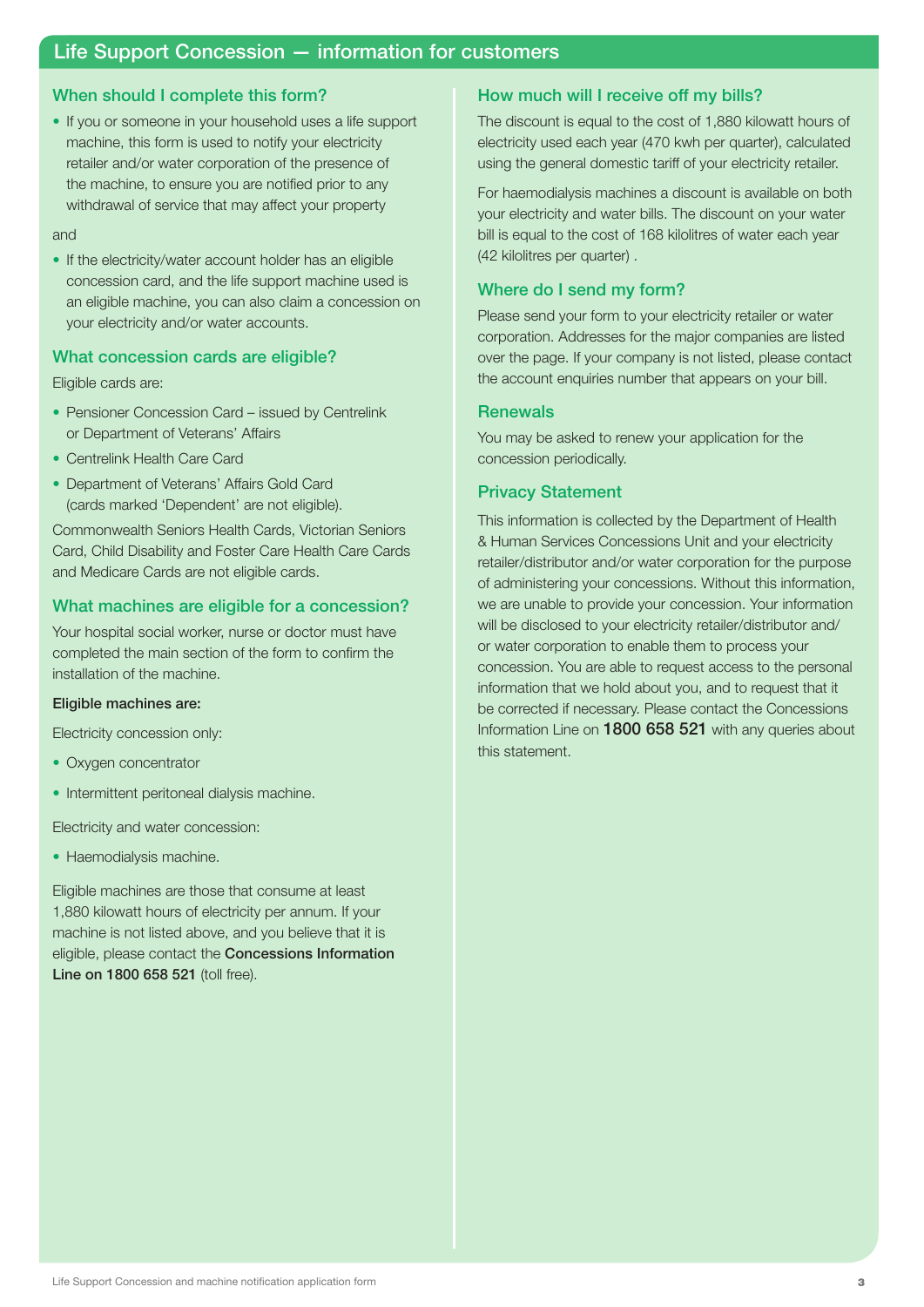# Life Support Concession — information for customers

## When should I complete this form?

- If you or someone in your household uses a life support machine, this form is used to notify your electricity retailer and/or water corporation of the presence of the machine, to ensure you are notified prior to any withdrawal of service that may affect your property

and

- If the electricity/water account holder has an eligible concession card, and the life support machine used is an eligible machine, you can also claim a concession on your electricity and/or water accounts.

## What concession cards are eligible?

Eligible cards are:

- Pensioner Concession Card – issued by Centrelink or Department of Veterans' Affairs
- Centrelink Health Care Card
- Department of Veterans' Affairs Gold Card (cards marked 'Dependent' are not eligible).

Commonwealth Seniors Health Cards, Victorian Seniors Card, Child Disability and Foster Care Health Care Cards and Medicare Cards are not eligible cards.

## What machines are eligible for a concession?

Your hospital social worker, nurse or doctor must have completed the main section of the form to confirm the installation of the machine.

**Eligible machines are:**

Electricity concession only:

- Oxygen concentrator
- Intermittent peritoneal dialysis machine.

Electricity and water concession:

- Haemodialysis machine.

Eligible machines are those that consume at least 1,880 kilowatt hours of electricity per annum. If your machine is not listed above, and you believe that it is eligible, please contact the **Concessions Information Line on 1800 658 521** (toll free).

## How much will I receive off my bills?

The discount is equal to the cost of 1,880 kilowatt hours of electricity used each year (470 kwh per quarter), calculated using the general domestic tariff of your electricity retailer.

For haemodialysis machines a discount is available on both your electricity and water bills. The discount on your water bill is equal to the cost of 168 kilolitres of water each year (42 kilolitres per quarter) .

## Where do I send my form?

Please send your form to your electricity retailer or water corporation. Addresses for the major companies are listed over the page. If your company is not listed, please contact the account enquiries number that appears on your bill.

## Renewals

You may be asked to renew your application for the concession periodically.

## Privacy Statement

This information is collected by the Department of Health & Human Services Concessions Unit and your electricity retailer/distributor and/or water corporation for the purpose of administering your concessions. Without this information, we are unable to provide your concession. Your information will be disclosed to your electricity retailer/distributor and/or water corporation to enable them to process your concession. You are able to request access to the personal information that we hold about you, and to request that it be corrected if necessary. Please contact the Concessions Information Line on **1800 658 521** with any queries about this statement.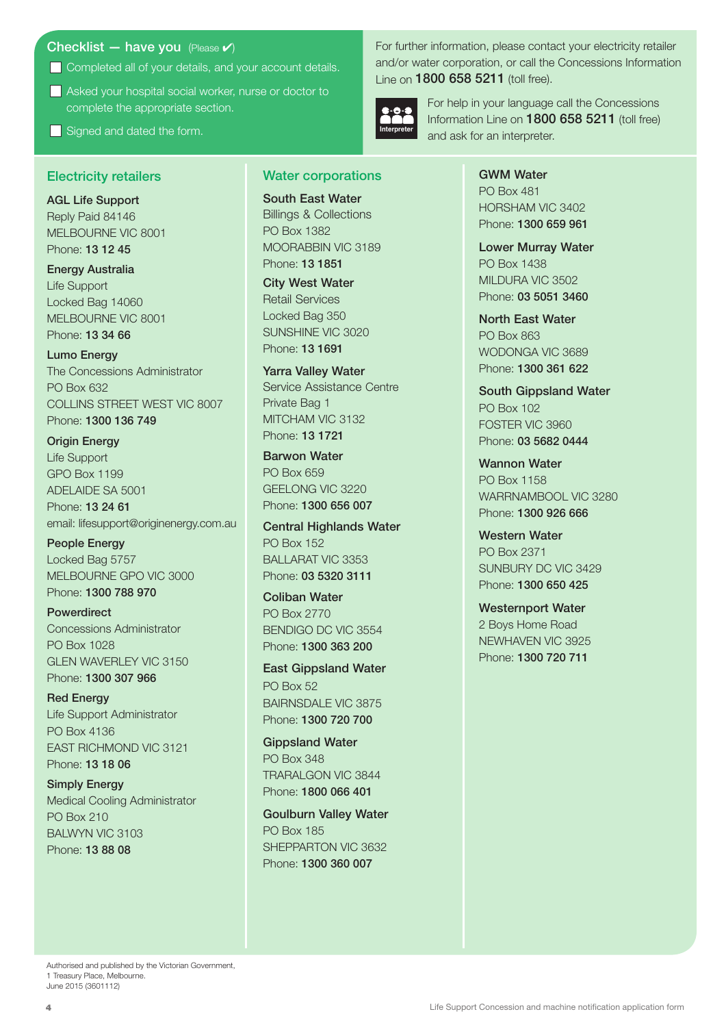## Checklist — have you (Please ✔)

- ☐ Completed all of your details, and your account details.
- ☐ Asked your hospital social worker, nurse or doctor to complete the appropriate section.
- ☐ Signed and dated the form.

For further information, please contact your electricity retailer and/or water corporation, or call the Concessions Information Line on **1800 658 5211** (toll free).

Interpreter

For help in your language call the Concessions Information Line on **1800 658 5211** (toll free) and ask for an interpreter.

## Electricity retailers

**AGL Life Support**
Reply Paid 84146
MELBOURNE VIC 8001
Phone: **13 12 45**

**Energy Australia**
Life Support
Locked Bag 14060
MELBOURNE VIC 8001
Phone: **13 34 66**

**Lumo Energy**
The Concessions Administrator
PO Box 632
COLLINS STREET WEST VIC 8007
Phone: **1300 136 749**

**Origin Energy**
Life Support
GPO Box 1199
ADELAIDE SA 5001
Phone: **13 24 61**
email: lifesupport@originenergy.com.au

**People Energy**
Locked Bag 5757
MELBOURNE GPO VIC 3000
Phone: **1300 788 970**

**Powerdirect**
Concessions Administrator
PO Box 1028
GLEN WAVERLEY VIC 3150
Phone: **1300 307 966**

**Red Energy**
Life Support Administrator
PO Box 4136
EAST RICHMOND VIC 3121
Phone: **13 18 06**

**Simply Energy**
Medical Cooling Administrator
PO Box 210
BALWYN VIC 3103
Phone: **13 88 08**

## Water corporations

**South East Water**
Billings & Collections
PO Box 1382
MOORABBIN VIC 3189
Phone: **13 1851**

**City West Water**
Retail Services
Locked Bag 350
SUNSHINE VIC 3020
Phone: **13 1691**

**Yarra Valley Water**
Service Assistance Centre
Private Bag 1
MITCHAM VIC 3132
Phone: **13 1721**

**Barwon Water**
PO Box 659
GEELONG VIC 3220
Phone: **1300 656 007**

**Central Highlands Water**
PO Box 152
BALLARAT VIC 3353
Phone: **03 5320 3111**

**Coliban Water**
PO Box 2770
BENDIGO DC VIC 3554
Phone: **1300 363 200**

**East Gippsland Water**
PO Box 52
BAIRNSDALE VIC 3875
Phone: **1300 720 700**

**Gippsland Water**
PO Box 348
TRARALGON VIC 3844
Phone: **1800 066 401**

**Goulburn Valley Water**
PO Box 185
SHEPPARTON VIC 3632
Phone: **1300 360 007**

**GWM Water**
PO Box 481
HORSHAM VIC 3402
Phone: **1300 659 961**

**Lower Murray Water**
PO Box 1438
MILDURA VIC 3502
Phone: **03 5051 3460**

**North East Water**
PO Box 863
WODONGA VIC 3689
Phone: **1300 361 622**

**South Gippsland Water**
PO Box 102
FOSTER VIC 3960
Phone: **03 5682 0444**

**Wannon Water**
PO Box 1158
WARRNAMBOOL VIC 3280
Phone: **1300 926 666**

**Western Water**
PO Box 2371
SUNBURY DC VIC 3429
Phone: **1300 650 425**

**Westernport Water**
2 Boys Home Road
NEWHAVEN VIC 3925
Phone: **1300 720 711**

Authorised and published by the Victorian Government,
1 Treasury Place, Melbourne.
June 2015 (3601112)